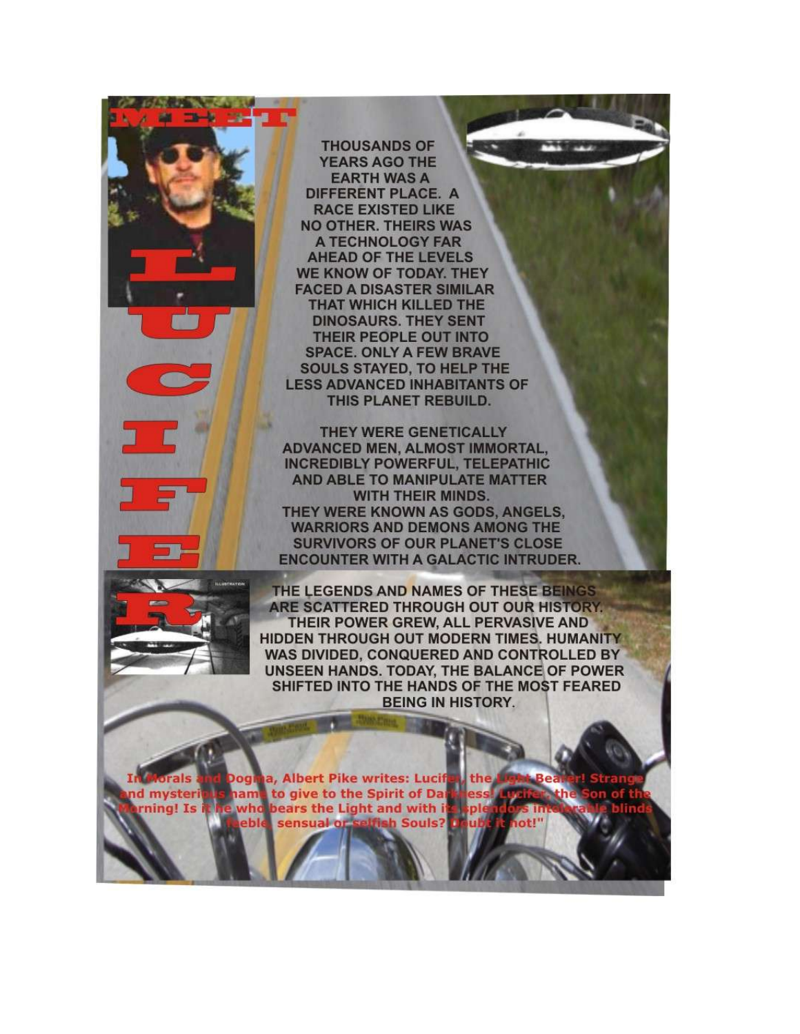# MEET LUCIFER

THOUSANDS OF YEARS AGO THE EARTH WAS A DIFFERENT PLACE. A RACE EXISTED LIKE NO OTHER. THEIRS WAS A TECHNOLOGY FAR AHEAD OF THE LEVELS WE KNOW OF TODAY. THEY FACED A DISASTER SIMILAR THAT WHICH KILLED THE DINOSAURS. THEY SENT THEIR PEOPLE OUT INTO SPACE. ONLY A FEW BRAVE SOULS STAYED, TO HELP THE LESS ADVANCED INHABITANTS OF THIS PLANET REBUILD.

THEY WERE GENETICALLY ADVANCED MEN, ALMOST IMMORTAL, INCREDIBLY POWERFUL, TELEPATHIC AND ABLE TO MANIPULATE MATTER WITH THEIR MINDS. THEY WERE KNOWN AS GODS, ANGELS, WARRIORS AND DEMONS AMONG THE SURVIVORS OF OUR PLANET'S CLOSE ENCOUNTER WITH A GALACTIC INTRUDER.

THE LEGENDS AND NAMES OF THESE BEINGS ARE SCATTERED THROUGH OUT OUR HISTORY. THEIR POWER GREW, ALL PERVASIVE AND HIDDEN THROUGH OUT MODERN TIMES. HUMANITY WAS DIVIDED, CONQUERED AND CONTROLLED BY UNSEEN HANDS. TODAY, THE BALANCE OF POWER SHIFTED INTO THE HANDS OF THE MOST FEARED BEING IN HISTORY.

In Morals and Dogma, Albert Pike writes: Lucifer, the Light Bearer! Strange and mysterious name to give to the Spirit of Darkness! Lucifer, the Son of the Morning! Is it he who bears the Light and with its splendors intolerable blinds feeble, sensual or selfish Souls? Doubt it not!"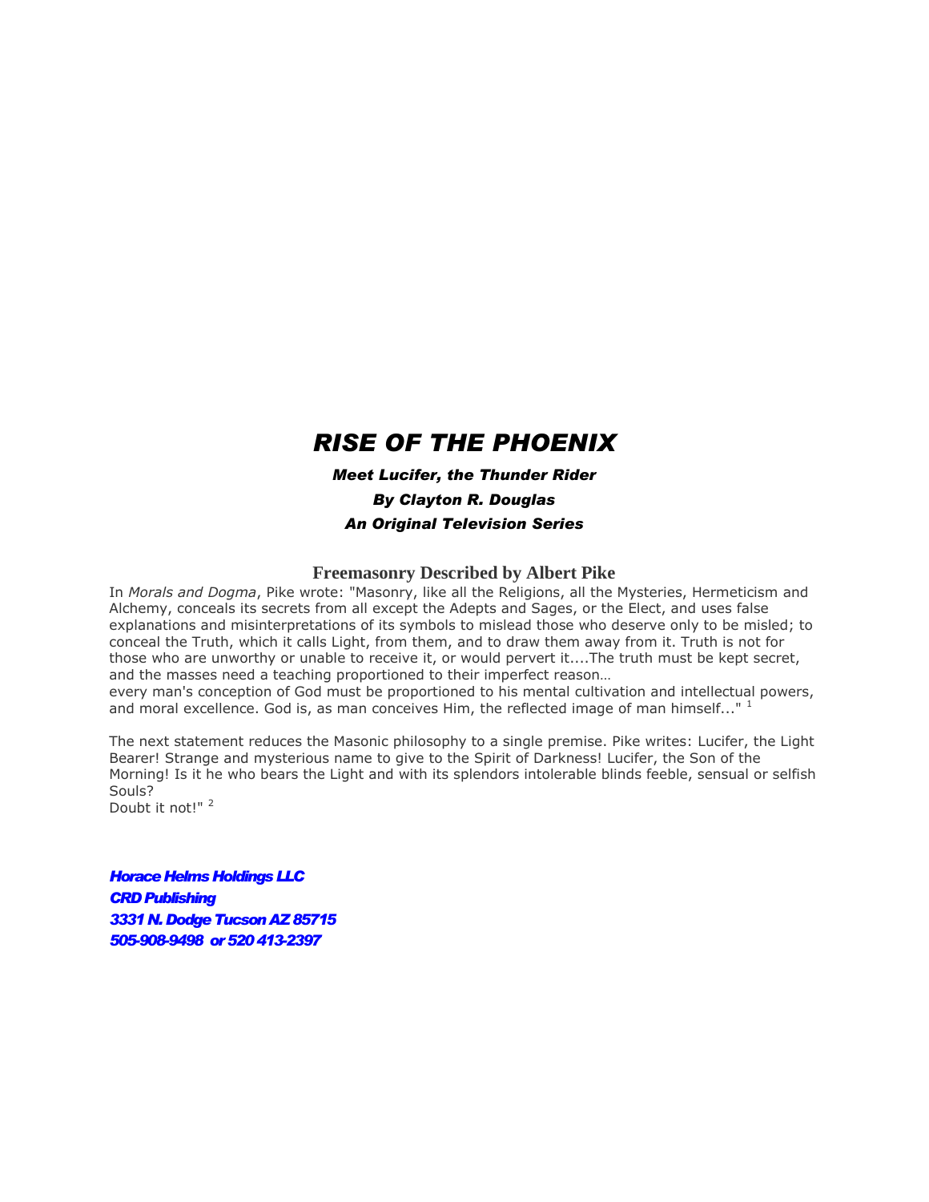# *RISE OF THE PHOENIX*

***Meet Lucifer, the Thunder Rider***

***By Clayton R. Douglas***

***An Original Television Series***

## Freemasonry Described by Albert Pike

In *Morals and Dogma*, Pike wrote: "Masonry, like all the Religions, all the Mysteries, Hermeticism and Alchemy, conceals its secrets from all except the Adepts and Sages, or the Elect, and uses false explanations and misinterpretations of its symbols to mislead those who deserve only to be misled; to conceal the Truth, which it calls Light, from them, and to draw them away from it. Truth is not for those who are unworthy or unable to receive it, or would pervert it....The truth must be kept secret, and the masses need a teaching proportioned to their imperfect reason…
every man's conception of God must be proportioned to his mental cultivation and intellectual powers, and moral excellence. God is, as man conceives Him, the reflected image of man himself..." [1]

The next statement reduces the Masonic philosophy to a single premise. Pike writes: Lucifer, the Light Bearer! Strange and mysterious name to give to the Spirit of Darkness! Lucifer, the Son of the Morning! Is it he who bears the Light and with its splendors intolerable blinds feeble, sensual or selfish Souls?
Doubt it not!" [2]

***Horace Helms Holdings LLC***
***CRD Publishing***
***3331 N. Dodge Tucson AZ 85715***
***505-908-9498 or 520 413-2397***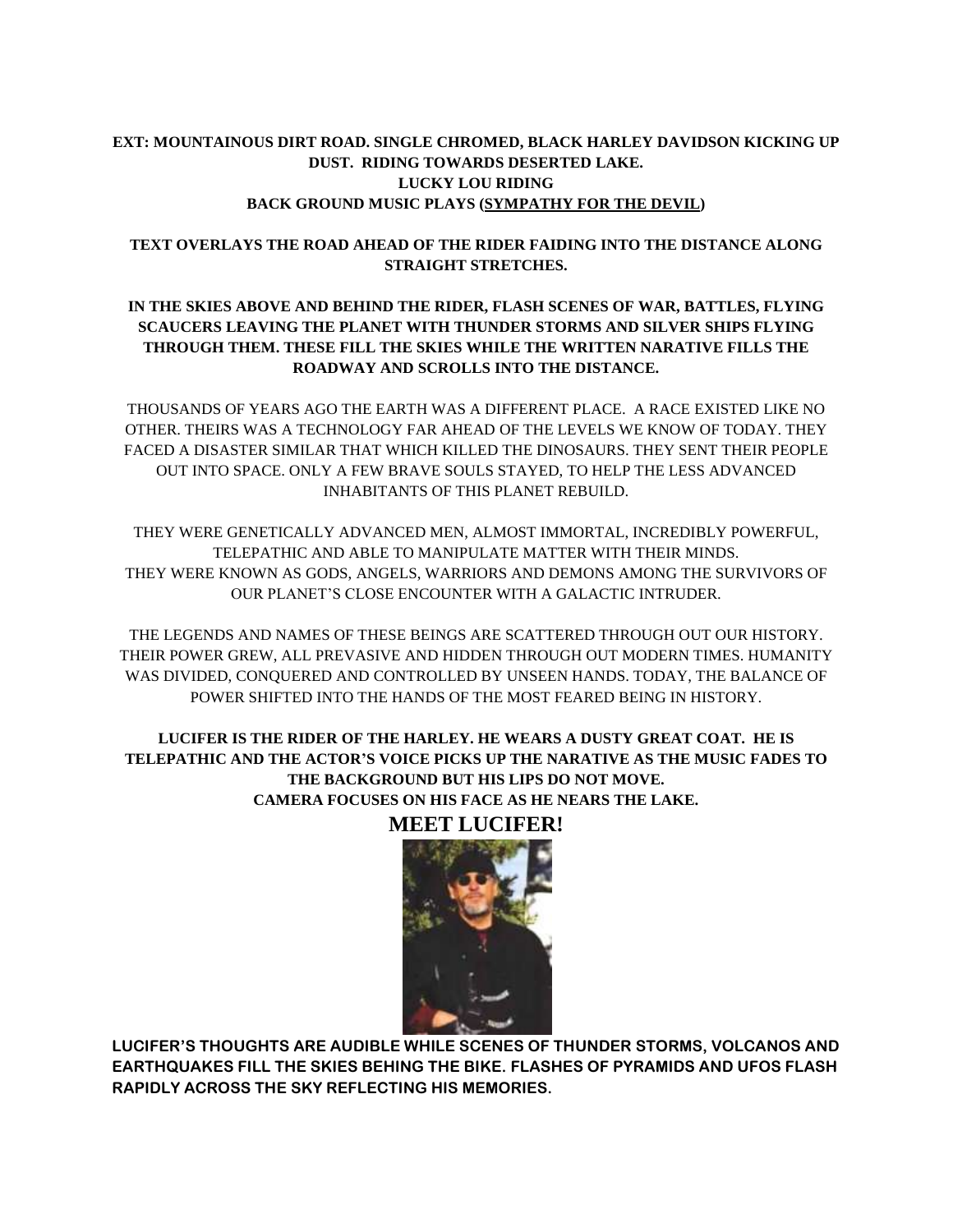**EXT: MOUNTAINOUS DIRT ROAD. SINGLE CHROMED, BLACK HARLEY DAVIDSON KICKING UP DUST. RIDING TOWARDS DESERTED LAKE.**
**LUCKY LOU RIDING**
**BACK GROUND MUSIC PLAYS (SYMPATHY FOR THE DEVIL)**

**TEXT OVERLAYS THE ROAD AHEAD OF THE RIDER FAIDING INTO THE DISTANCE ALONG STRAIGHT STRETCHES.**

**IN THE SKIES ABOVE AND BEHIND THE RIDER, FLASH SCENES OF WAR, BATTLES, FLYING SCAUCERS LEAVING THE PLANET WITH THUNDER STORMS AND SILVER SHIPS FLYING THROUGH THEM. THESE FILL THE SKIES WHILE THE WRITTEN NARATIVE FILLS THE ROADWAY AND SCROLLS INTO THE DISTANCE.**

THOUSANDS OF YEARS AGO THE EARTH WAS A DIFFERENT PLACE. A RACE EXISTED LIKE NO OTHER. THEIRS WAS A TECHNOLOGY FAR AHEAD OF THE LEVELS WE KNOW OF TODAY. THEY FACED A DISASTER SIMILAR THAT WHICH KILLED THE DINOSAURS. THEY SENT THEIR PEOPLE OUT INTO SPACE. ONLY A FEW BRAVE SOULS STAYED, TO HELP THE LESS ADVANCED INHABITANTS OF THIS PLANET REBUILD.

THEY WERE GENETICALLY ADVANCED MEN, ALMOST IMMORTAL, INCREDIBLY POWERFUL, TELEPATHIC AND ABLE TO MANIPULATE MATTER WITH THEIR MINDS.
THEY WERE KNOWN AS GODS, ANGELS, WARRIORS AND DEMONS AMONG THE SURVIVORS OF OUR PLANET'S CLOSE ENCOUNTER WITH A GALACTIC INTRUDER.

THE LEGENDS AND NAMES OF THESE BEINGS ARE SCATTERED THROUGH OUT OUR HISTORY. THEIR POWER GREW, ALL PREVASIVE AND HIDDEN THROUGH OUT MODERN TIMES. HUMANITY WAS DIVIDED, CONQUERED AND CONTROLLED BY UNSEEN HANDS. TODAY, THE BALANCE OF POWER SHIFTED INTO THE HANDS OF THE MOST FEARED BEING IN HISTORY.

**LUCIFER IS THE RIDER OF THE HARLEY. HE WEARS A DUSTY GREAT COAT. HE IS TELEPATHIC AND THE ACTOR'S VOICE PICKS UP THE NARATIVE AS THE MUSIC FADES TO THE BACKGROUND BUT HIS LIPS DO NOT MOVE.**
**CAMERA FOCUSES ON HIS FACE AS HE NEARS THE LAKE.**

**MEET LUCIFER!**

**LUCIFER'S THOUGHTS ARE AUDIBLE WHILE SCENES OF THUNDER STORMS, VOLCANOS AND EARTHQUAKES FILL THE SKIES BEHING THE BIKE. FLASHES OF PYRAMIDS AND UFOS FLASH RAPIDLY ACROSS THE SKY REFLECTING HIS MEMORIES.**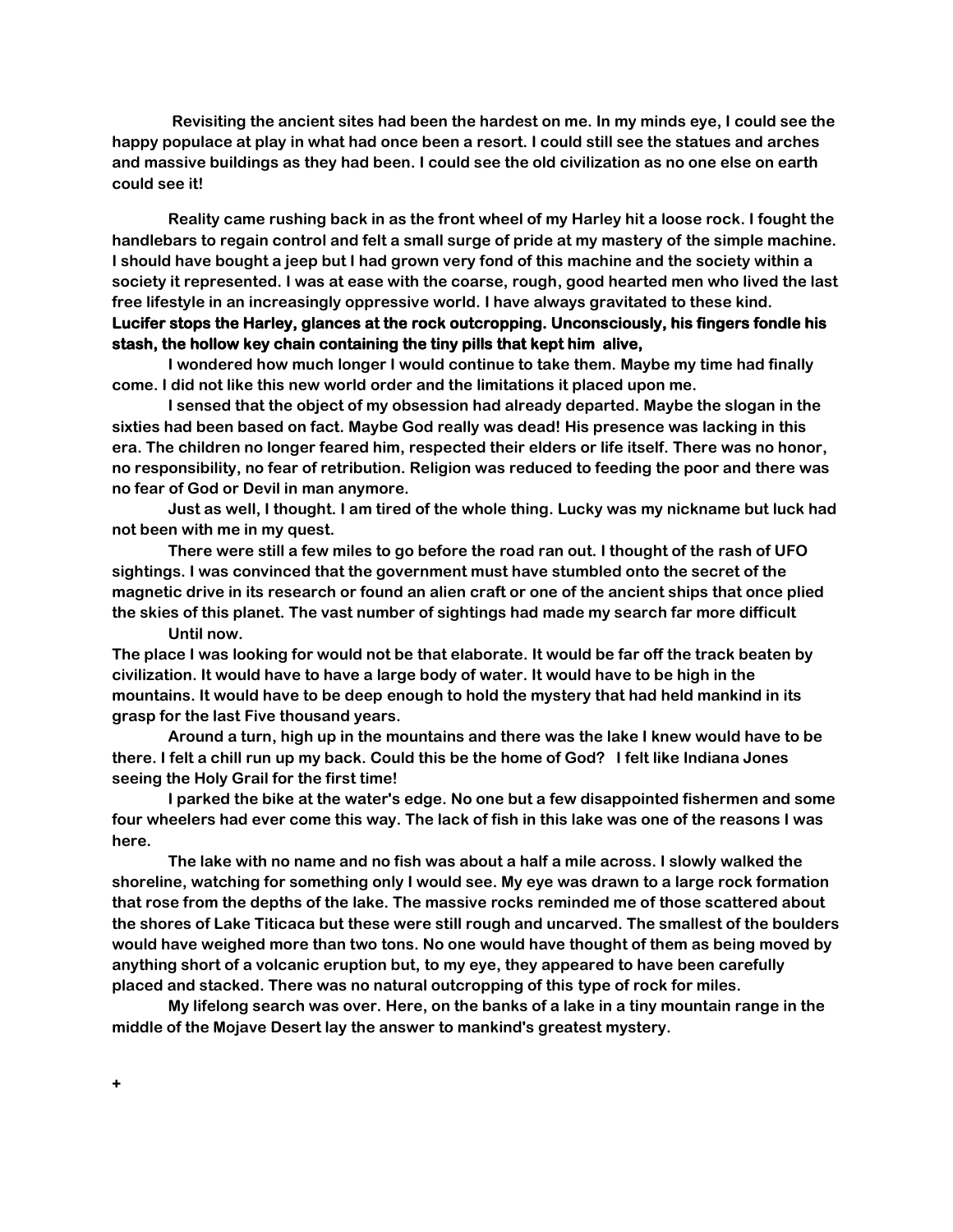Revisiting the ancient sites had been the hardest on me. In my minds eye, I could see the happy populace at play in what had once been a resort. I could still see the statues and arches and massive buildings as they had been. I could see the old civilization as no one else on earth could see it!

Reality came rushing back in as the front wheel of my Harley hit a loose rock. I fought the handlebars to regain control and felt a small surge of pride at my mastery of the simple machine. I should have bought a jeep but I had grown very fond of this machine and the society within a society it represented. I was at ease with the coarse, rough, good hearted men who lived the last free lifestyle in an increasingly oppressive world. I have always gravitated to these kind.

**Lucifer stops the Harley, glances at the rock outcropping. Unconsciously, his fingers fondle his stash, the hollow key chain containing the tiny pills that kept him alive,**

I wondered how much longer I would continue to take them. Maybe my time had finally come. I did not like this new world order and the limitations it placed upon me.

I sensed that the object of my obsession had already departed. Maybe the slogan in the sixties had been based on fact. Maybe God really was dead! His presence was lacking in this era. The children no longer feared him, respected their elders or life itself. There was no honor, no responsibility, no fear of retribution. Religion was reduced to feeding the poor and there was no fear of God or Devil in man anymore.

Just as well, I thought. I am tired of the whole thing. Lucky was my nickname but luck had not been with me in my quest.

There were still a few miles to go before the road ran out. I thought of the rash of UFO sightings. I was convinced that the government must have stumbled onto the secret of the magnetic drive in its research or found an alien craft or one of the ancient ships that once plied the skies of this planet. The vast number of sightings had made my search far more difficult

Until now.

The place I was looking for would not be that elaborate. It would be far off the track beaten by civilization. It would have to have a large body of water. It would have to be high in the mountains. It would have to be deep enough to hold the mystery that had held mankind in its grasp for the last Five thousand years.

Around a turn, high up in the mountains and there was the lake I knew would have to be there. I felt a chill run up my back. Could this be the home of God? I felt like Indiana Jones seeing the Holy Grail for the first time!

I parked the bike at the water's edge. No one but a few disappointed fishermen and some four wheelers had ever come this way. The lack of fish in this lake was one of the reasons I was here.

The lake with no name and no fish was about a half a mile across. I slowly walked the shoreline, watching for something only I would see. My eye was drawn to a large rock formation that rose from the depths of the lake. The massive rocks reminded me of those scattered about the shores of Lake Titicaca but these were still rough and uncarved. The smallest of the boulders would have weighed more than two tons. No one would have thought of them as being moved by anything short of a volcanic eruption but, to my eye, they appeared to have been carefully placed and stacked. There was no natural outcropping of this type of rock for miles.

My lifelong search was over. Here, on the banks of a lake in a tiny mountain range in the middle of the Mojave Desert lay the answer to mankind's greatest mystery.

+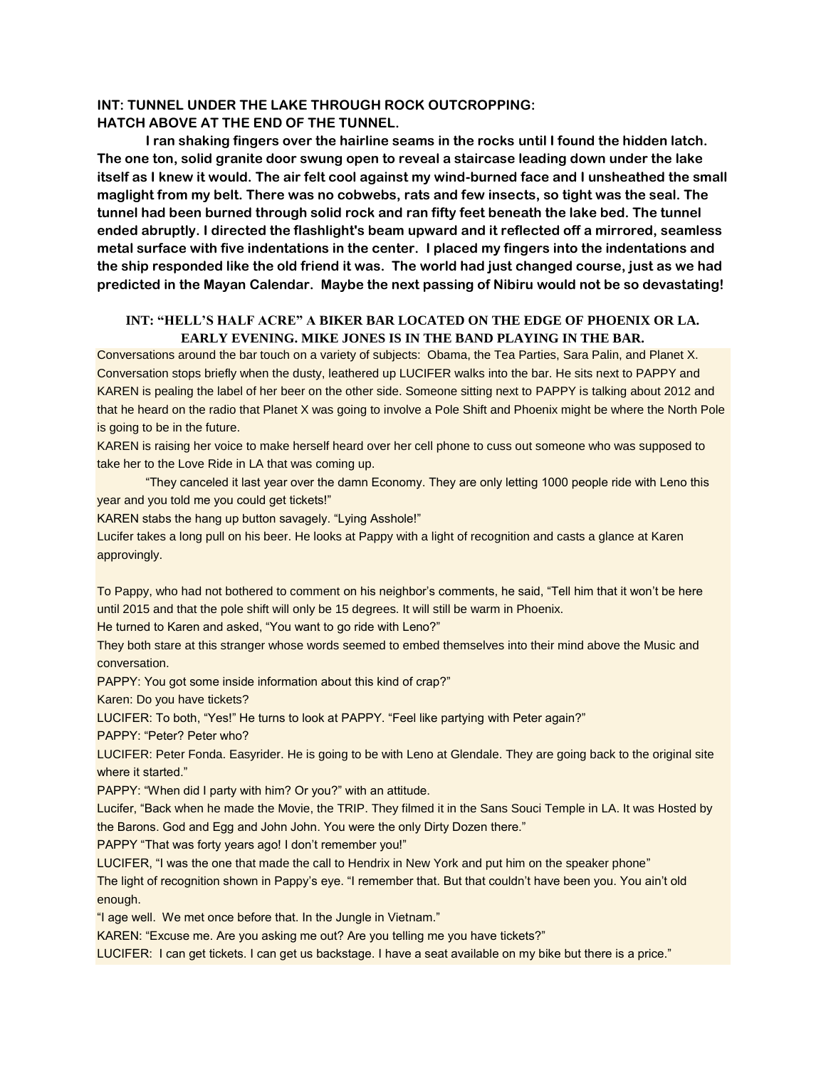**INT: TUNNEL UNDER THE LAKE THROUGH ROCK OUTCROPPING: HATCH ABOVE AT THE END OF THE TUNNEL.**

**I ran shaking fingers over the hairline seams in the rocks until I found the hidden latch. The one ton, solid granite door swung open to reveal a staircase leading down under the lake itself as I knew it would. The air felt cool against my wind-burned face and I unsheathed the small maglight from my belt. There was no cobwebs, rats and few insects, so tight was the seal. The tunnel had been burned through solid rock and ran fifty feet beneath the lake bed. The tunnel ended abruptly. I directed the flashlight's beam upward and it reflected off a mirrored, seamless metal surface with five indentations in the center. I placed my fingers into the indentations and the ship responded like the old friend it was. The world had just changed course, just as we had predicted in the Mayan Calendar. Maybe the next passing of Nibiru would not be so devastating!**

**INT: "HELL'S HALF ACRE" A BIKER BAR LOCATED ON THE EDGE OF PHOENIX OR LA. EARLY EVENING. MIKE JONES IS IN THE BAND PLAYING IN THE BAR.**

Conversations around the bar touch on a variety of subjects: Obama, the Tea Parties, Sara Palin, and Planet X. Conversation stops briefly when the dusty, leathered up LUCIFER walks into the bar. He sits next to PAPPY and KAREN is pealing the label of her beer on the other side. Someone sitting next to PAPPY is talking about 2012 and that he heard on the radio that Planet X was going to involve a Pole Shift and Phoenix might be where the North Pole is going to be in the future.

KAREN is raising her voice to make herself heard over her cell phone to cuss out someone who was supposed to take her to the Love Ride in LA that was coming up.

"They canceled it last year over the damn Economy. They are only letting 1000 people ride with Leno this year and you told me you could get tickets!"

KAREN stabs the hang up button savagely. "Lying Asshole!"

Lucifer takes a long pull on his beer. He looks at Pappy with a light of recognition and casts a glance at Karen approvingly.

To Pappy, who had not bothered to comment on his neighbor's comments, he said, "Tell him that it won't be here until 2015 and that the pole shift will only be 15 degrees. It will still be warm in Phoenix.

He turned to Karen and asked, "You want to go ride with Leno?"

They both stare at this stranger whose words seemed to embed themselves into their mind above the Music and conversation.

PAPPY: You got some inside information about this kind of crap?"

Karen: Do you have tickets?

LUCIFER: To both, "Yes!" He turns to look at PAPPY. "Feel like partying with Peter again?"

PAPPY: "Peter? Peter who?

LUCIFER: Peter Fonda. Easyrider. He is going to be with Leno at Glendale. They are going back to the original site where it started."

PAPPY: "When did I party with him? Or you?" with an attitude.

Lucifer, "Back when he made the Movie, the TRIP. They filmed it in the Sans Souci Temple in LA. It was Hosted by the Barons. God and Egg and John John. You were the only Dirty Dozen there."

PAPPY "That was forty years ago! I don't remember you!"

LUCIFER, "I was the one that made the call to Hendrix in New York and put him on the speaker phone"

The light of recognition shown in Pappy's eye. "I remember that. But that couldn't have been you. You ain't old enough.

"I age well. We met once before that. In the Jungle in Vietnam."

KAREN: "Excuse me. Are you asking me out? Are you telling me you have tickets?"

LUCIFER: I can get tickets. I can get us backstage. I have a seat available on my bike but there is a price."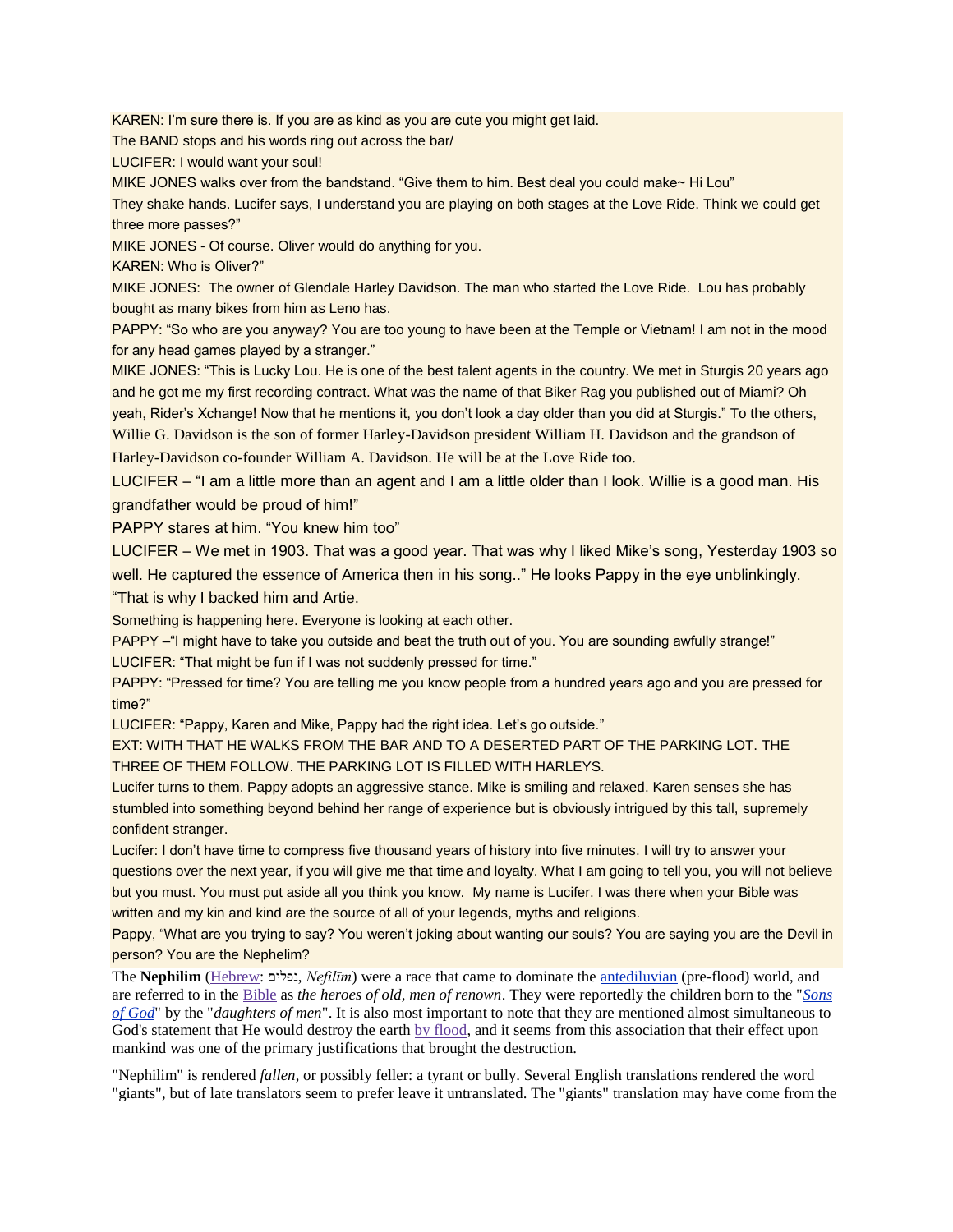KAREN: I'm sure there is. If you are as kind as you are cute you might get laid.

The BAND stops and his words ring out across the bar/

LUCIFER: I would want your soul!

MIKE JONES walks over from the bandstand. "Give them to him. Best deal you could make~ Hi Lou"

They shake hands. Lucifer says, I understand you are playing on both stages at the Love Ride. Think we could get three more passes?"

MIKE JONES - Of course. Oliver would do anything for you.

KAREN: Who is Oliver?"

MIKE JONES: The owner of Glendale Harley Davidson. The man who started the Love Ride. Lou has probably bought as many bikes from him as Leno has.

PAPPY: "So who are you anyway? You are too young to have been at the Temple or Vietnam! I am not in the mood for any head games played by a stranger."

MIKE JONES: "This is Lucky Lou. He is one of the best talent agents in the country. We met in Sturgis 20 years ago and he got me my first recording contract. What was the name of that Biker Rag you published out of Miami? Oh yeah, Rider's Xchange! Now that he mentions it, you don't look a day older than you did at Sturgis." To the others, Willie G. Davidson is the son of former Harley-Davidson president William H. Davidson and the grandson of Harley-Davidson co-founder William A. Davidson. He will be at the Love Ride too.

LUCIFER – "I am a little more than an agent and I am a little older than I look. Willie is a good man. His grandfather would be proud of him!"

PAPPY stares at him. "You knew him too"

LUCIFER – We met in 1903. That was a good year. That was why I liked Mike's song, Yesterday 1903 so well. He captured the essence of America then in his song.." He looks Pappy in the eye unblinkingly. "That is why I backed him and Artie.

Something is happening here. Everyone is looking at each other.

PAPPY –"I might have to take you outside and beat the truth out of you. You are sounding awfully strange!"

LUCIFER: "That might be fun if I was not suddenly pressed for time."

PAPPY: "Pressed for time? You are telling me you know people from a hundred years ago and you are pressed for time?"

LUCIFER: "Pappy, Karen and Mike, Pappy had the right idea. Let's go outside."

EXT: WITH THAT HE WALKS FROM THE BAR AND TO A DESERTED PART OF THE PARKING LOT. THE THREE OF THEM FOLLOW. THE PARKING LOT IS FILLED WITH HARLEYS.

Lucifer turns to them. Pappy adopts an aggressive stance. Mike is smiling and relaxed. Karen senses she has stumbled into something beyond behind her range of experience but is obviously intrigued by this tall, supremely confident stranger.

Lucifer: I don't have time to compress five thousand years of history into five minutes. I will try to answer your questions over the next year, if you will give me that time and loyalty. What I am going to tell you, you will not believe but you must. You must put aside all you think you know. My name is Lucifer. I was there when your Bible was written and my kin and kind are the source of all of your legends, myths and religions.

Pappy, "What are you trying to say? You weren't joking about wanting our souls? You are saying you are the Devil in person? You are the Nephelim?

The **Nephilim** (Hebrew: נפלים, *Nefilīm*) were a race that came to dominate the antediluvian (pre-flood) world, and are referred to in the Bible as *the heroes of old, men of renown*. They were reportedly the children born to the "*Sons of God*" by the "*daughters of men*". It is also most important to note that they are mentioned almost simultaneous to God's statement that He would destroy the earth by flood, and it seems from this association that their effect upon mankind was one of the primary justifications that brought the destruction.

"Nephilim" is rendered *fallen*, or possibly feller: a tyrant or bully. Several English translations rendered the word "giants", but of late translators seem to prefer leave it untranslated. The "giants" translation may have come from the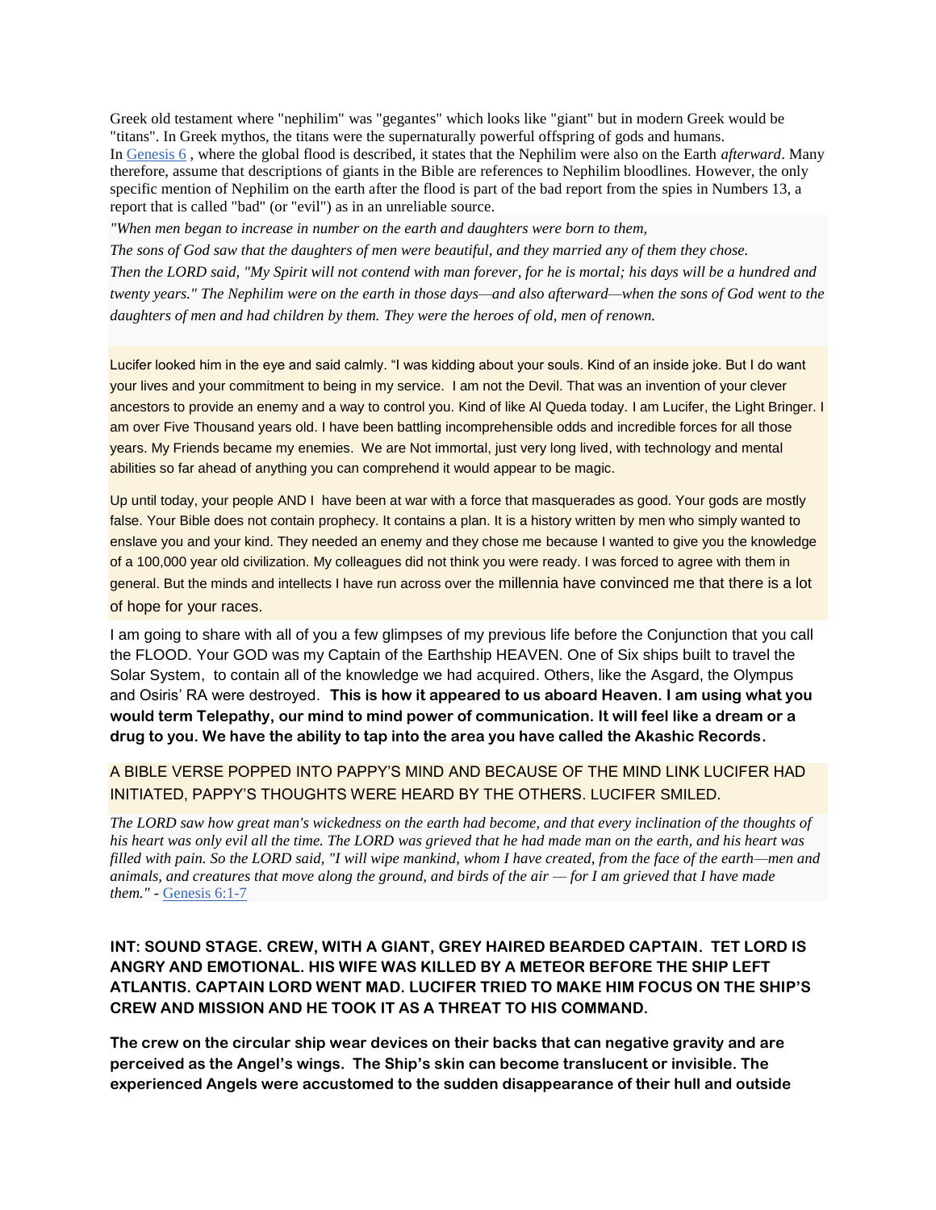Greek old testament where "nephilim" was "gegantes" which looks like "giant" but in modern Greek would be "titans". In Greek mythos, the titans were the supernaturally powerful offspring of gods and humans.
In Genesis 6 , where the global flood is described, it states that the Nephilim were also on the Earth *afterward*. Many therefore, assume that descriptions of giants in the Bible are references to Nephilim bloodlines. However, the only specific mention of Nephilim on the earth after the flood is part of the bad report from the spies in Numbers 13, a report that is called "bad" (or "evil") as in an unreliable source.

*"When men began to increase in number on the earth and daughters were born to them,*
*The sons of God saw that the daughters of men were beautiful, and they married any of them they chose.*
*Then the LORD said, "My Spirit will not contend with man forever, for he is mortal; his days will be a hundred and twenty years." The Nephilim were on the earth in those days—and also afterward—when the sons of God went to the daughters of men and had children by them. They were the heroes of old, men of renown.*

Lucifer looked him in the eye and said calmly. "I was kidding about your souls. Kind of an inside joke. But I do want your lives and your commitment to being in my service. I am not the Devil. That was an invention of your clever ancestors to provide an enemy and a way to control you. Kind of like Al Queda today. I am Lucifer, the Light Bringer. I am over Five Thousand years old. I have been battling incomprehensible odds and incredible forces for all those years. My Friends became my enemies. We are Not immortal, just very long lived, with technology and mental abilities so far ahead of anything you can comprehend it would appear to be magic.

Up until today, your people AND I have been at war with a force that masquerades as good. Your gods are mostly false. Your Bible does not contain prophecy. It contains a plan. It is a history written by men who simply wanted to enslave you and your kind. They needed an enemy and they chose me because I wanted to give you the knowledge of a 100,000 year old civilization. My colleagues did not think you were ready. I was forced to agree with them in general. But the minds and intellects I have run across over the millennia have convinced me that there is a lot of hope for your races.

I am going to share with all of you a few glimpses of my previous life before the Conjunction that you call the FLOOD. Your GOD was my Captain of the Earthship HEAVEN. One of Six ships built to travel the Solar System, to contain all of the knowledge we had acquired. Others, like the Asgard, the Olympus and Osiris' RA were destroyed. **This is how it appeared to us aboard Heaven. I am using what you would term Telepathy, our mind to mind power of communication. It will feel like a dream or a drug to you. We have the ability to tap into the area you have called the Akashic Records.**

A BIBLE VERSE POPPED INTO PAPPY'S MIND AND BECAUSE OF THE MIND LINK LUCIFER HAD INITIATED, PAPPY'S THOUGHTS WERE HEARD BY THE OTHERS. LUCIFER SMILED.

*The LORD saw how great man's wickedness on the earth had become, and that every inclination of the thoughts of his heart was only evil all the time. The LORD was grieved that he had made man on the earth, and his heart was filled with pain. So the LORD said, "I will wipe mankind, whom I have created, from the face of the earth—men and animals, and creatures that move along the ground, and birds of the air — for I am grieved that I have made them."* - Genesis 6:1-7

**INT: SOUND STAGE. CREW, WITH A GIANT, GREY HAIRED BEARDED CAPTAIN. TET LORD IS ANGRY AND EMOTIONAL. HIS WIFE WAS KILLED BY A METEOR BEFORE THE SHIP LEFT ATLANTIS. CAPTAIN LORD WENT MAD. LUCIFER TRIED TO MAKE HIM FOCUS ON THE SHIP'S CREW AND MISSION AND HE TOOK IT AS A THREAT TO HIS COMMAND.**

**The crew on the circular ship wear devices on their backs that can negative gravity and are perceived as the Angel's wings. The Ship's skin can become translucent or invisible. The experienced Angels were accustomed to the sudden disappearance of their hull and outside**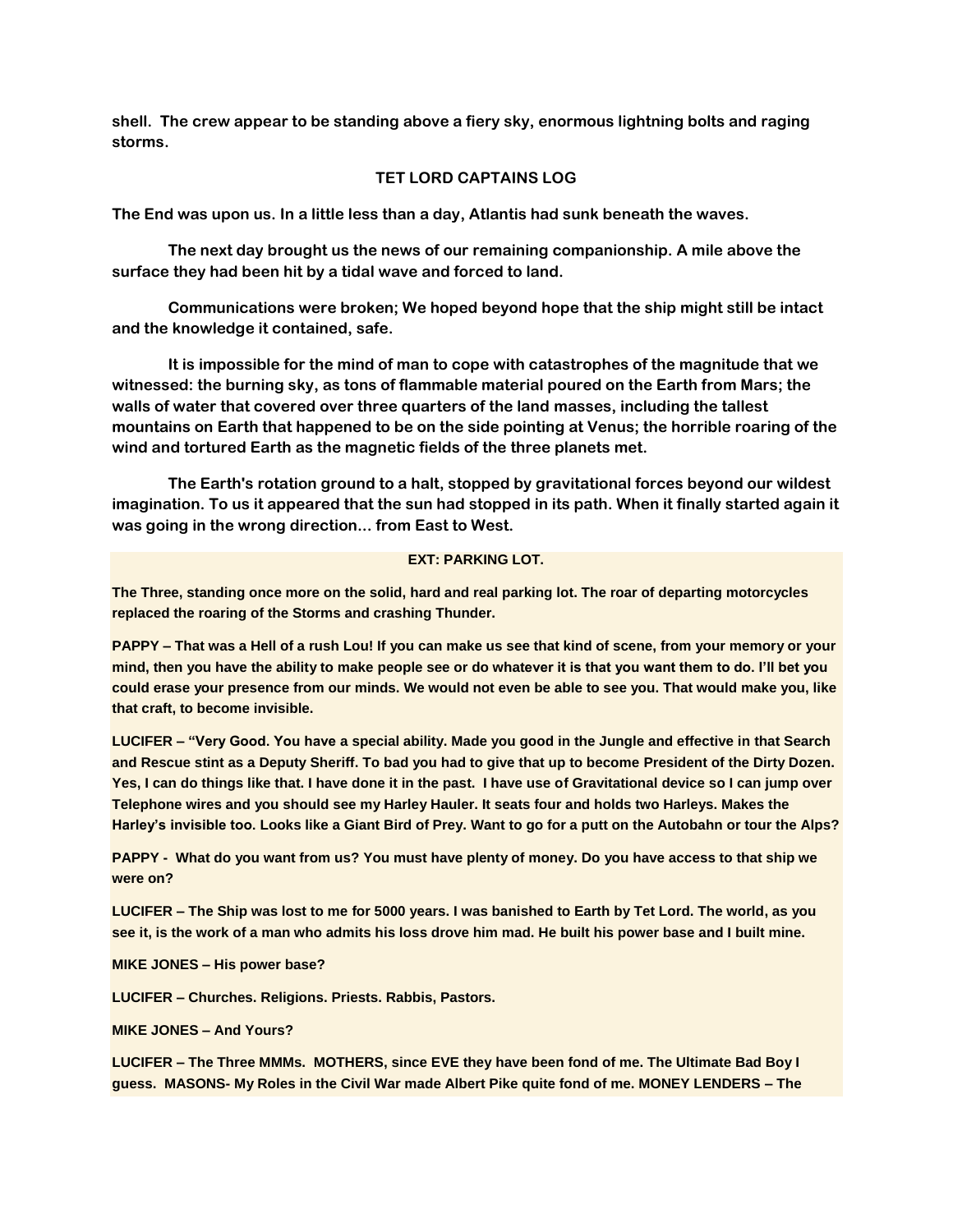**shell. The crew appear to be standing above a fiery sky, enormous lightning bolts and raging storms.**

**TET LORD CAPTAINS LOG**

**The End was upon us. In a little less than a day, Atlantis had sunk beneath the waves.**

**The next day brought us the news of our remaining companionship. A mile above the surface they had been hit by a tidal wave and forced to land.**

**Communications were broken; We hoped beyond hope that the ship might still be intact and the knowledge it contained, safe.**

**It is impossible for the mind of man to cope with catastrophes of the magnitude that we witnessed: the burning sky, as tons of flammable material poured on the Earth from Mars; the walls of water that covered over three quarters of the land masses, including the tallest mountains on Earth that happened to be on the side pointing at Venus; the horrible roaring of the wind and tortured Earth as the magnetic fields of the three planets met.**

**The Earth's rotation ground to a halt, stopped by gravitational forces beyond our wildest imagination. To us it appeared that the sun had stopped in its path. When it finally started again it was going in the wrong direction… from East to West.**

**EXT: PARKING LOT.**

**The Three, standing once more on the solid, hard and real parking lot. The roar of departing motorcycles replaced the roaring of the Storms and crashing Thunder.**

**PAPPY – That was a Hell of a rush Lou! If you can make us see that kind of scene, from your memory or your mind, then you have the ability to make people see or do whatever it is that you want them to do. I'll bet you could erase your presence from our minds. We would not even be able to see you. That would make you, like that craft, to become invisible.**

**LUCIFER – "Very Good. You have a special ability. Made you good in the Jungle and effective in that Search and Rescue stint as a Deputy Sheriff. To bad you had to give that up to become President of the Dirty Dozen. Yes, I can do things like that. I have done it in the past. I have use of Gravitational device so I can jump over Telephone wires and you should see my Harley Hauler. It seats four and holds two Harleys. Makes the Harley's invisible too. Looks like a Giant Bird of Prey. Want to go for a putt on the Autobahn or tour the Alps?**

**PAPPY - What do you want from us? You must have plenty of money. Do you have access to that ship we were on?**

**LUCIFER – The Ship was lost to me for 5000 years. I was banished to Earth by Tet Lord. The world, as you see it, is the work of a man who admits his loss drove him mad. He built his power base and I built mine.**

**MIKE JONES – His power base?**

**LUCIFER – Churches. Religions. Priests. Rabbis, Pastors.**

**MIKE JONES – And Yours?**

**LUCIFER – The Three MMMs. MOTHERS, since EVE they have been fond of me. The Ultimate Bad Boy I guess. MASONS- My Roles in the Civil War made Albert Pike quite fond of me. MONEY LENDERS – The**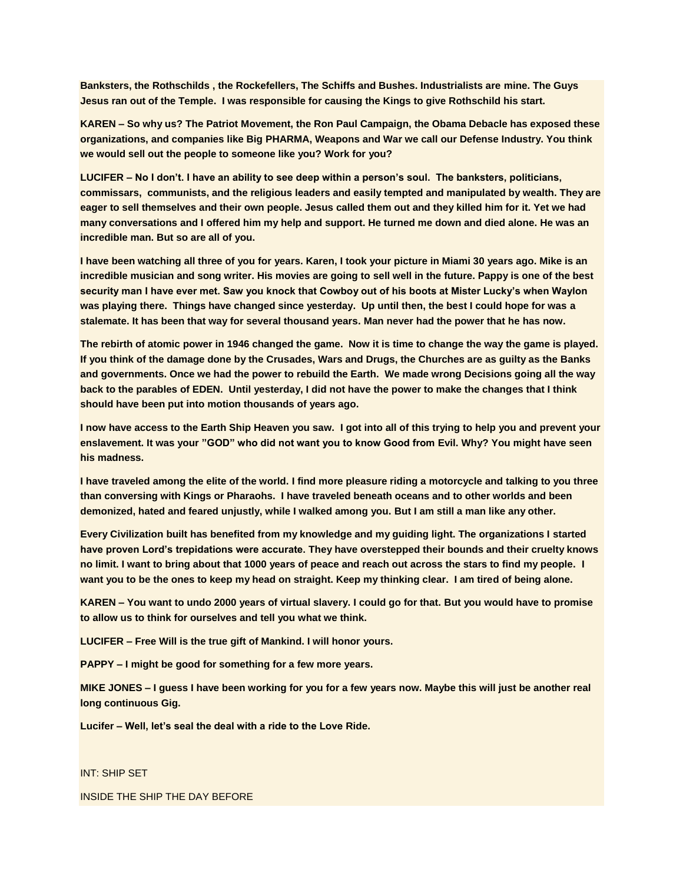**Banksters, the Rothschilds , the Rockefellers, The Schiffs and Bushes. Industrialists are mine. The Guys Jesus ran out of the Temple. I was responsible for causing the Kings to give Rothschild his start.**

**KAREN – So why us? The Patriot Movement, the Ron Paul Campaign, the Obama Debacle has exposed these organizations, and companies like Big PHARMA, Weapons and War we call our Defense Industry. You think we would sell out the people to someone like you? Work for you?**

**LUCIFER – No I don't. I have an ability to see deep within a person's soul. The banksters, politicians, commissars, communists, and the religious leaders and easily tempted and manipulated by wealth. They are eager to sell themselves and their own people. Jesus called them out and they killed him for it. Yet we had many conversations and I offered him my help and support. He turned me down and died alone. He was an incredible man. But so are all of you.**

**I have been watching all three of you for years. Karen, I took your picture in Miami 30 years ago. Mike is an incredible musician and song writer. His movies are going to sell well in the future. Pappy is one of the best security man I have ever met. Saw you knock that Cowboy out of his boots at Mister Lucky's when Waylon was playing there. Things have changed since yesterday. Up until then, the best I could hope for was a stalemate. It has been that way for several thousand years. Man never had the power that he has now.**

**The rebirth of atomic power in 1946 changed the game. Now it is time to change the way the game is played. If you think of the damage done by the Crusades, Wars and Drugs, the Churches are as guilty as the Banks and governments. Once we had the power to rebuild the Earth. We made wrong Decisions going all the way back to the parables of EDEN. Until yesterday, I did not have the power to make the changes that I think should have been put into motion thousands of years ago.**

**I now have access to the Earth Ship Heaven you saw. I got into all of this trying to help you and prevent your enslavement. It was your "GOD" who did not want you to know Good from Evil. Why? You might have seen his madness.**

**I have traveled among the elite of the world. I find more pleasure riding a motorcycle and talking to you three than conversing with Kings or Pharaohs. I have traveled beneath oceans and to other worlds and been demonized, hated and feared unjustly, while I walked among you. But I am still a man like any other.**

**Every Civilization built has benefited from my knowledge and my guiding light. The organizations I started have proven Lord's trepidations were accurate. They have overstepped their bounds and their cruelty knows no limit. I want to bring about that 1000 years of peace and reach out across the stars to find my people. I want you to be the ones to keep my head on straight. Keep my thinking clear. I am tired of being alone.**

**KAREN – You want to undo 2000 years of virtual slavery. I could go for that. But you would have to promise to allow us to think for ourselves and tell you what we think.**

**LUCIFER – Free Will is the true gift of Mankind. I will honor yours.**

**PAPPY – I might be good for something for a few more years.**

**MIKE JONES – I guess I have been working for you for a few years now. Maybe this will just be another real long continuous Gig.**

**Lucifer – Well, let's seal the deal with a ride to the Love Ride.**

INT: SHIP SET

INSIDE THE SHIP THE DAY BEFORE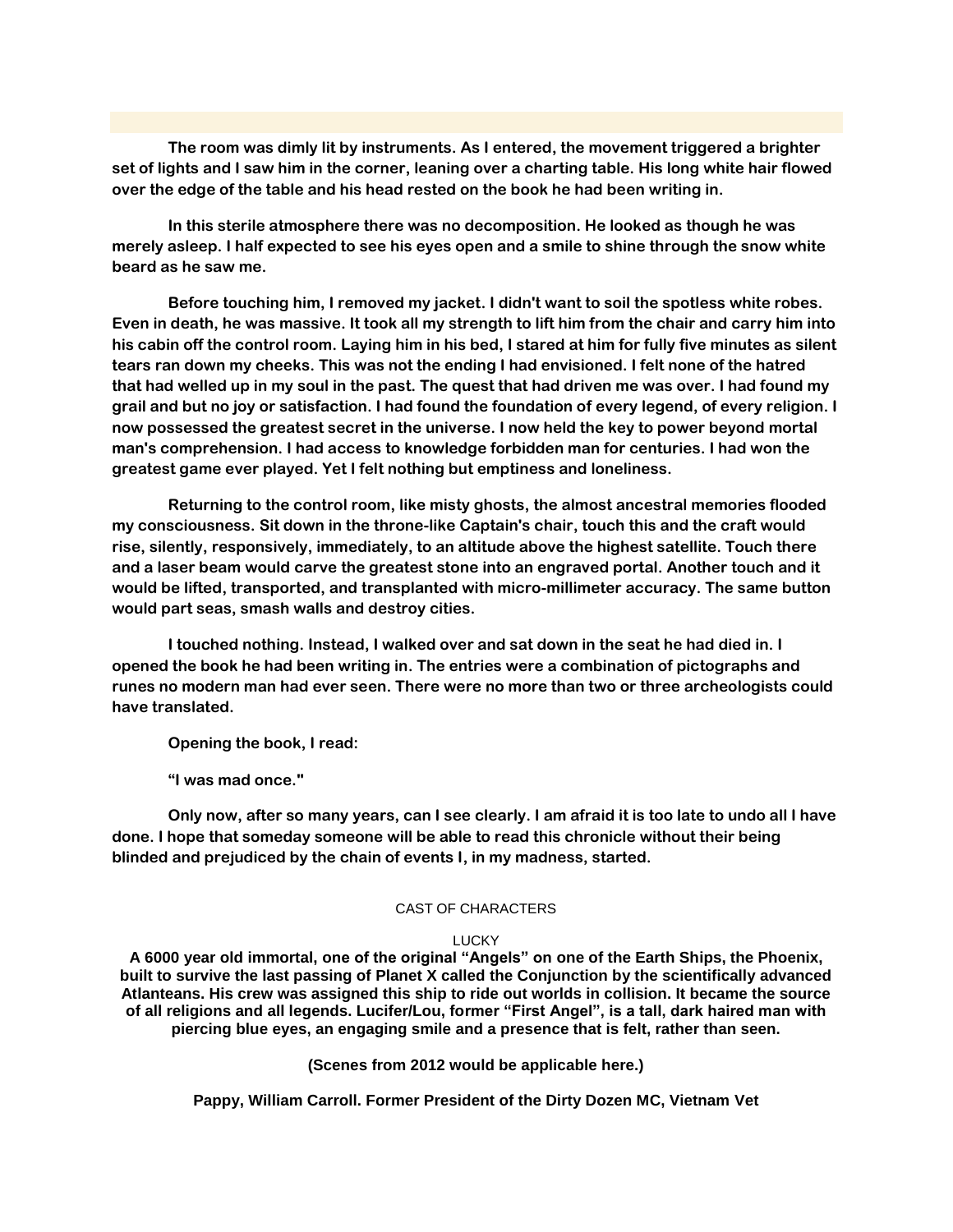**The room was dimly lit by instruments. As I entered, the movement triggered a brighter set of lights and I saw him in the corner, leaning over a charting table. His long white hair flowed over the edge of the table and his head rested on the book he had been writing in.**

**In this sterile atmosphere there was no decomposition. He looked as though he was merely asleep. I half expected to see his eyes open and a smile to shine through the snow white beard as he saw me.**

**Before touching him, I removed my jacket. I didn't want to soil the spotless white robes. Even in death, he was massive. It took all my strength to lift him from the chair and carry him into his cabin off the control room. Laying him in his bed, I stared at him for fully five minutes as silent tears ran down my cheeks. This was not the ending I had envisioned. I felt none of the hatred that had welled up in my soul in the past. The quest that had driven me was over. I had found my grail and but no joy or satisfaction. I had found the foundation of every legend, of every religion. I now possessed the greatest secret in the universe. I now held the key to power beyond mortal man's comprehension. I had access to knowledge forbidden man for centuries. I had won the greatest game ever played. Yet I felt nothing but emptiness and loneliness.**

**Returning to the control room, like misty ghosts, the almost ancestral memories flooded my consciousness. Sit down in the throne-like Captain's chair, touch this and the craft would rise, silently, responsively, immediately, to an altitude above the highest satellite. Touch there and a laser beam would carve the greatest stone into an engraved portal. Another touch and it would be lifted, transported, and transplanted with micro-millimeter accuracy. The same button would part seas, smash walls and destroy cities.**

**I touched nothing. Instead, I walked over and sat down in the seat he had died in. I opened the book he had been writing in. The entries were a combination of pictographs and runes no modern man had ever seen. There were no more than two or three archeologists could have translated.**

**Opening the book, I read:**

**“I was mad once."**

**Only now, after so many years, can I see clearly. I am afraid it is too late to undo all I have done. I hope that someday someone will be able to read this chronicle without their being blinded and prejudiced by the chain of events I, in my madness, started.**

CAST OF CHARACTERS

LUCKY

**A 6000 year old immortal, one of the original “Angels” on one of the Earth Ships, the Phoenix, built to survive the last passing of Planet X called the Conjunction by the scientifically advanced Atlanteans. His crew was assigned this ship to ride out worlds in collision. It became the source of all religions and all legends. Lucifer/Lou, former “First Angel”, is a tall, dark haired man with piercing blue eyes, an engaging smile and a presence that is felt, rather than seen.**

**(Scenes from 2012 would be applicable here.)**

**Pappy, William Carroll. Former President of the Dirty Dozen MC, Vietnam Vet**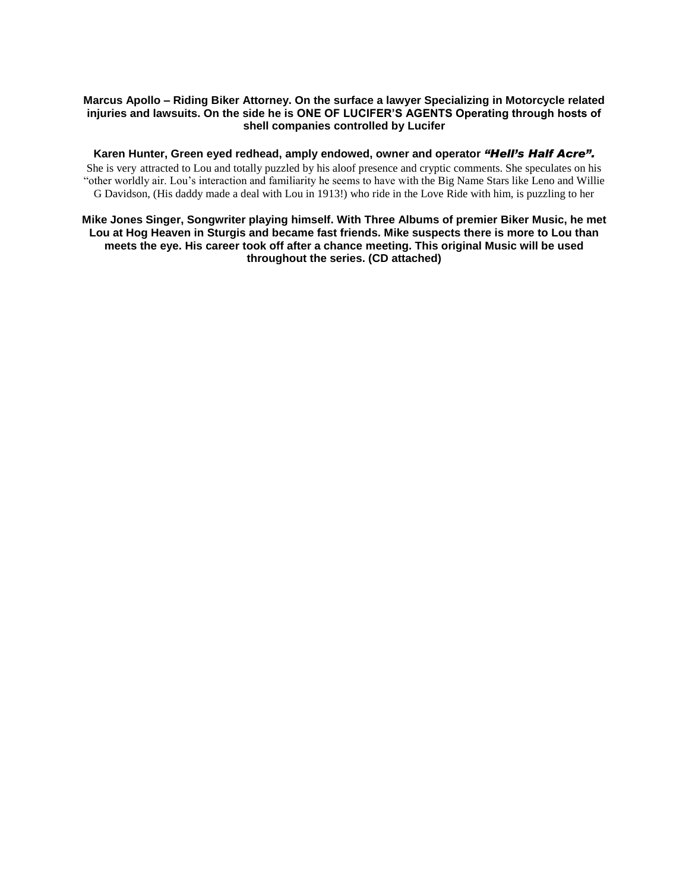**Marcus Apollo – Riding Biker Attorney. On the surface a lawyer Specializing in Motorcycle related injuries and lawsuits. On the side he is ONE OF LUCIFER'S AGENTS Operating through hosts of shell companies controlled by Lucifer**

**Karen Hunter, Green eyed redhead, amply endowed, owner and operator** ***"Hell's Half Acre".***

She is very attracted to Lou and totally puzzled by his aloof presence and cryptic comments. She speculates on his "other worldly air. Lou's interaction and familiarity he seems to have with the Big Name Stars like Leno and Willie G Davidson, (His daddy made a deal with Lou in 1913!) who ride in the Love Ride with him, is puzzling to her

**Mike Jones Singer, Songwriter playing himself. With Three Albums of premier Biker Music, he met Lou at Hog Heaven in Sturgis and became fast friends. Mike suspects there is more to Lou than meets the eye. His career took off after a chance meeting. This original Music will be used throughout the series. (CD attached)**